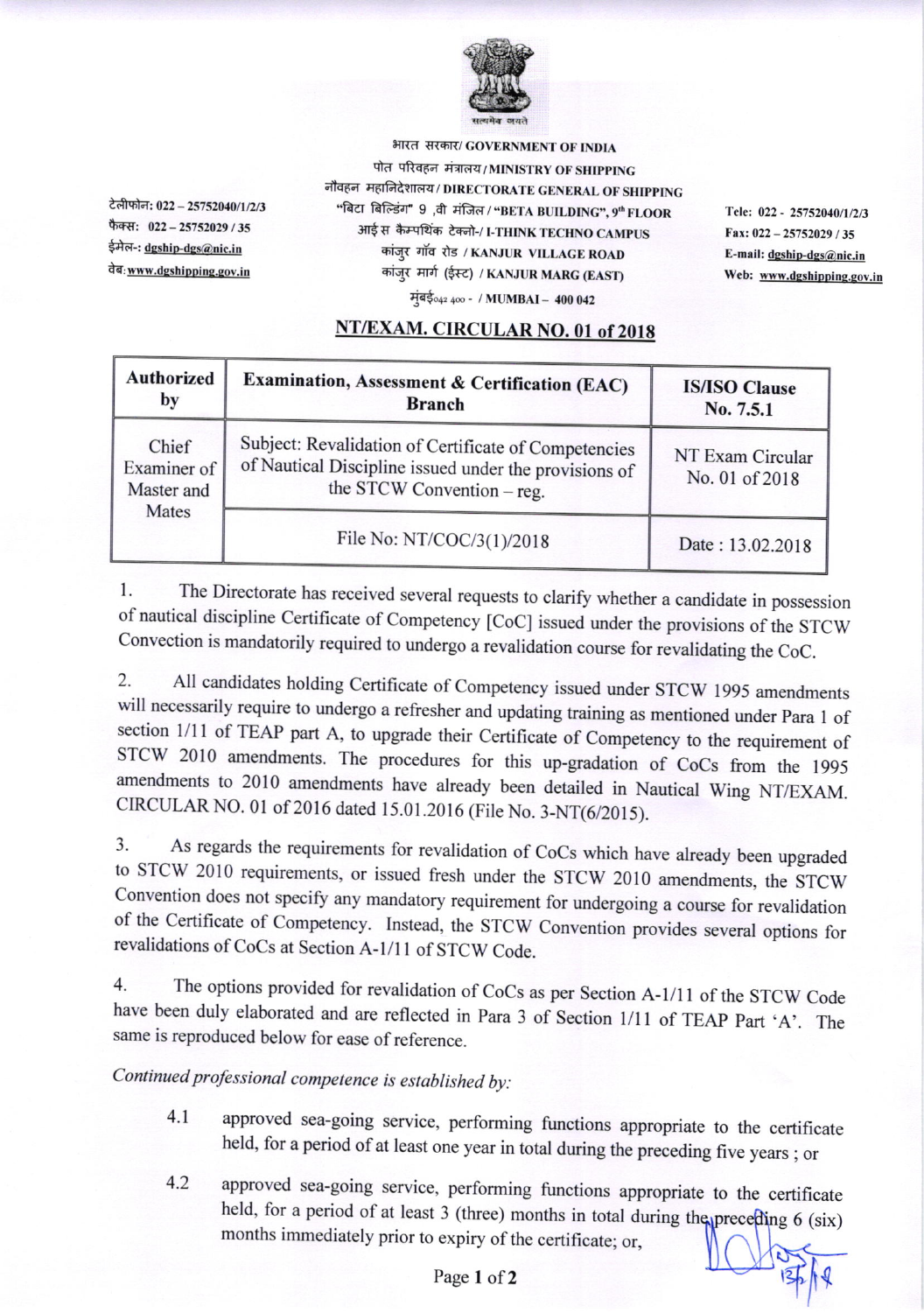भारत सरकार/ GOVERNMENT OF INDIA
पोत परिवहन मंत्रालय / MINISTRY OF SHIPPING
नौवहन महानिदेशालय / DIRECTORATE GENERAL OF SHIPPING
"बिटा बिल्डिंग" 9 ,वी मंजिल / "BETA BUILDING", 9th FLOOR
आई स कैम्पथिंक टेक्नो-/ I-THINK TECHNO CAMPUS
कांजुर गाँव रोड / KANJUR VILLAGE ROAD
कांजुर मार्ग (ईस्ट) / KANJUR MARG (EAST)
मुंबई042 400 - / MUMBAI – 400 042

टेलीफोन: 022 – 25752040/1/2/3
फैक्स: 022 – 25752029 / 35
ईमेल-: dgship-dgs@nic.in
वेब: www.dgshipping.gov.in

Tele: 022 - 25752040/1/2/3
Fax: 022 – 25752029 / 35
E-mail: dgship-dgs@nic.in
Web: www.dgshipping.gov.in

## NT/EXAM. CIRCULAR NO. 01 of 2018

| Authorized by | Examination, Assessment & Certification (EAC) Branch | IS/ISO Clause No. 7.5.1 |
|---|---|---|
| Chief Examiner of Master and Mates | Subject: Revalidation of Certificate of Competencies of Nautical Discipline issued under the provisions of the STCW Convention – reg. | NT Exam Circular No. 01 of 2018 |
| | File No: NT/COC/3(1)/2018 | Date : 13.02.2018 |

1. The Directorate has received several requests to clarify whether a candidate in possession of nautical discipline Certificate of Competency [CoC] issued under the provisions of the STCW Convection is mandatorily required to undergo a revalidation course for revalidating the CoC.

2. All candidates holding Certificate of Competency issued under STCW 1995 amendments will necessarily require to undergo a refresher and updating training as mentioned under Para 1 of section 1/11 of TEAP part A, to upgrade their Certificate of Competency to the requirement of STCW 2010 amendments. The procedures for this up-gradation of CoCs from the 1995 amendments to 2010 amendments have already been detailed in Nautical Wing NT/EXAM. CIRCULAR NO. 01 of 2016 dated 15.01.2016 (File No. 3-NT(6/2015).

3. As regards the requirements for revalidation of CoCs which have already been upgraded to STCW 2010 requirements, or issued fresh under the STCW 2010 amendments, the STCW Convention does not specify any mandatory requirement for undergoing a course for revalidation of the Certificate of Competency. Instead, the STCW Convention provides several options for revalidations of CoCs at Section A-1/11 of STCW Code.

4. The options provided for revalidation of CoCs as per Section A-1/11 of the STCW Code have been duly elaborated and are reflected in Para 3 of Section 1/11 of TEAP Part 'A'. The same is reproduced below for ease of reference.

*Continued professional competence is established by:*

4.1 approved sea-going service, performing functions appropriate to the certificate held, for a period of at least one year in total during the preceding five years ; or

4.2 approved sea-going service, performing functions appropriate to the certificate held, for a period of at least 3 (three) months in total during the preceding 6 (six) months immediately prior to expiry of the certificate; or,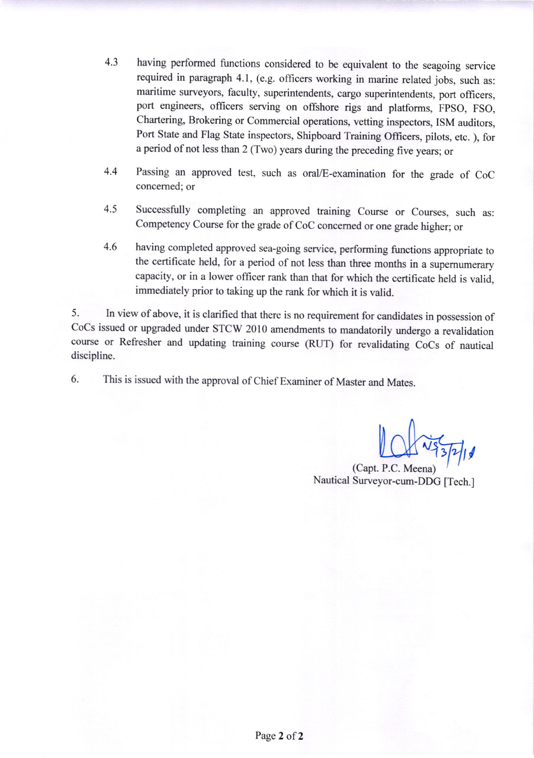4.3 having performed functions considered to be equivalent to the seagoing service required in paragraph 4.1, (e.g. officers working in marine related jobs, such as: maritime surveyors, faculty, superintendents, cargo superintendents, port officers, port engineers, officers serving on offshore rigs and platforms, FPSO, FSO, Chartering, Brokering or Commercial operations, vetting inspectors, ISM auditors, Port State and Flag State inspectors, Shipboard Training Officers, pilots, etc. ), for a period of not less than 2 (Two) years during the preceding five years; or

4.4 Passing an approved test, such as oral/E-examination for the grade of CoC concerned; or

4.5 Successfully completing an approved training Course or Courses, such as: Competency Course for the grade of CoC concerned or one grade higher; or

4.6 having completed approved sea-going service, performing functions appropriate to the certificate held, for a period of not less than three months in a supernumerary capacity, or in a lower officer rank than that for which the certificate held is valid, immediately prior to taking up the rank for which it is valid.

5. In view of above, it is clarified that there is no requirement for candidates in possession of CoCs issued or upgraded under STCW 2010 amendments to mandatorily undergo a revalidation course or Refresher and updating training course (RUT) for revalidating CoCs of nautical discipline.

6. This is issued with the approval of Chief Examiner of Master and Mates.

NS 13/2/18

(Capt. P.C. Meena)
Nautical Surveyor-cum-DDG [Tech.]